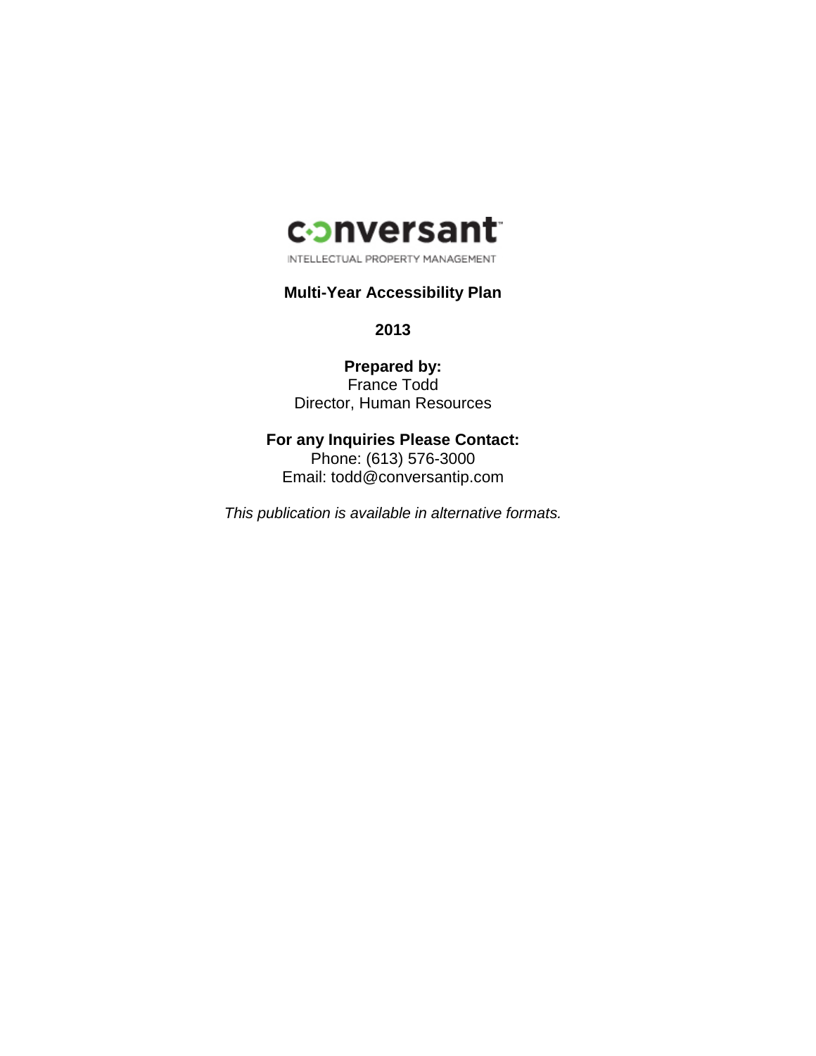conversant

INTELLECTUAL PROPERTY MANAGEMENT

# Multi-Year Accessibility Plan

**2013**

**Prepared by:**
France Todd
Director, Human Resources

**For any Inquiries Please Contact:**
Phone: (613) 576-3000
Email: todd@conversantip.com

*This publication is available in alternative formats.*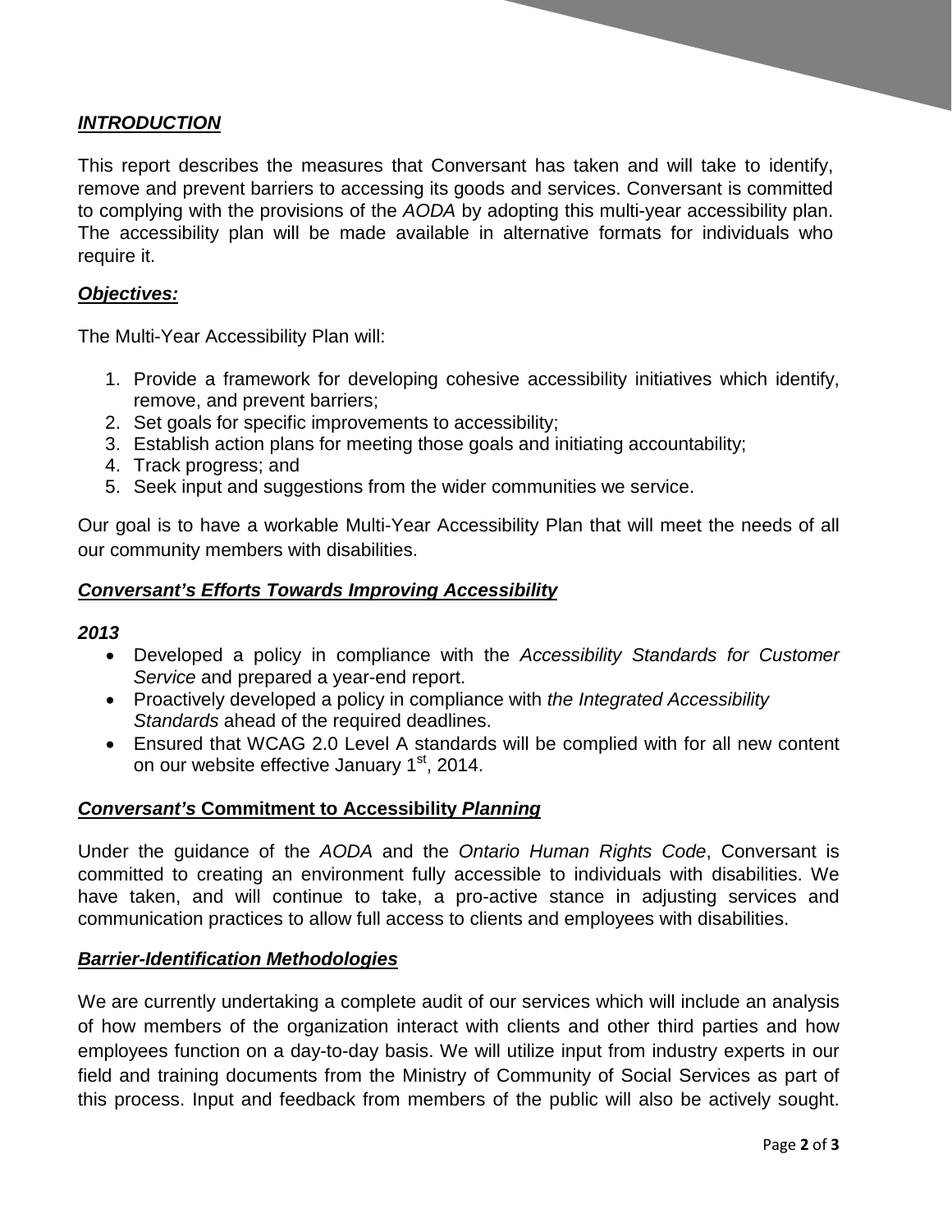## ***INTRODUCTION***

This report describes the measures that Conversant has taken and will take to identify, remove and prevent barriers to accessing its goods and services. Conversant is committed to complying with the provisions of the *AODA* by adopting this multi-year accessibility plan. The accessibility plan will be made available in alternative formats for individuals who require it.

### ***Objectives:***

The Multi-Year Accessibility Plan will:

1. Provide a framework for developing cohesive accessibility initiatives which identify, remove, and prevent barriers;
2. Set goals for specific improvements to accessibility;
3. Establish action plans for meeting those goals and initiating accountability;
4. Track progress; and
5. Seek input and suggestions from the wider communities we service.

Our goal is to have a workable Multi-Year Accessibility Plan that will meet the needs of all our community members with disabilities.

## ***Conversant's Efforts Towards Improving Accessibility***

### ***2013***

- Developed a policy in compliance with the *Accessibility Standards for Customer Service* and prepared a year-end report.
- Proactively developed a policy in compliance with *the Integrated Accessibility Standards* ahead of the required deadlines.
- Ensured that WCAG 2.0 Level A standards will be complied with for all new content on our website effective January 1st, 2014.

## ***Conversant's* Commitment to Accessibility *Planning***

Under the guidance of the *AODA* and the *Ontario Human Rights Code*, Conversant is committed to creating an environment fully accessible to individuals with disabilities. We have taken, and will continue to take, a pro-active stance in adjusting services and communication practices to allow full access to clients and employees with disabilities.

## ***Barrier-Identification Methodologies***

We are currently undertaking a complete audit of our services which will include an analysis of how members of the organization interact with clients and other third parties and how employees function on a day-to-day basis. We will utilize input from industry experts in our field and training documents from the Ministry of Community of Social Services as part of this process. Input and feedback from members of the public will also be actively sought.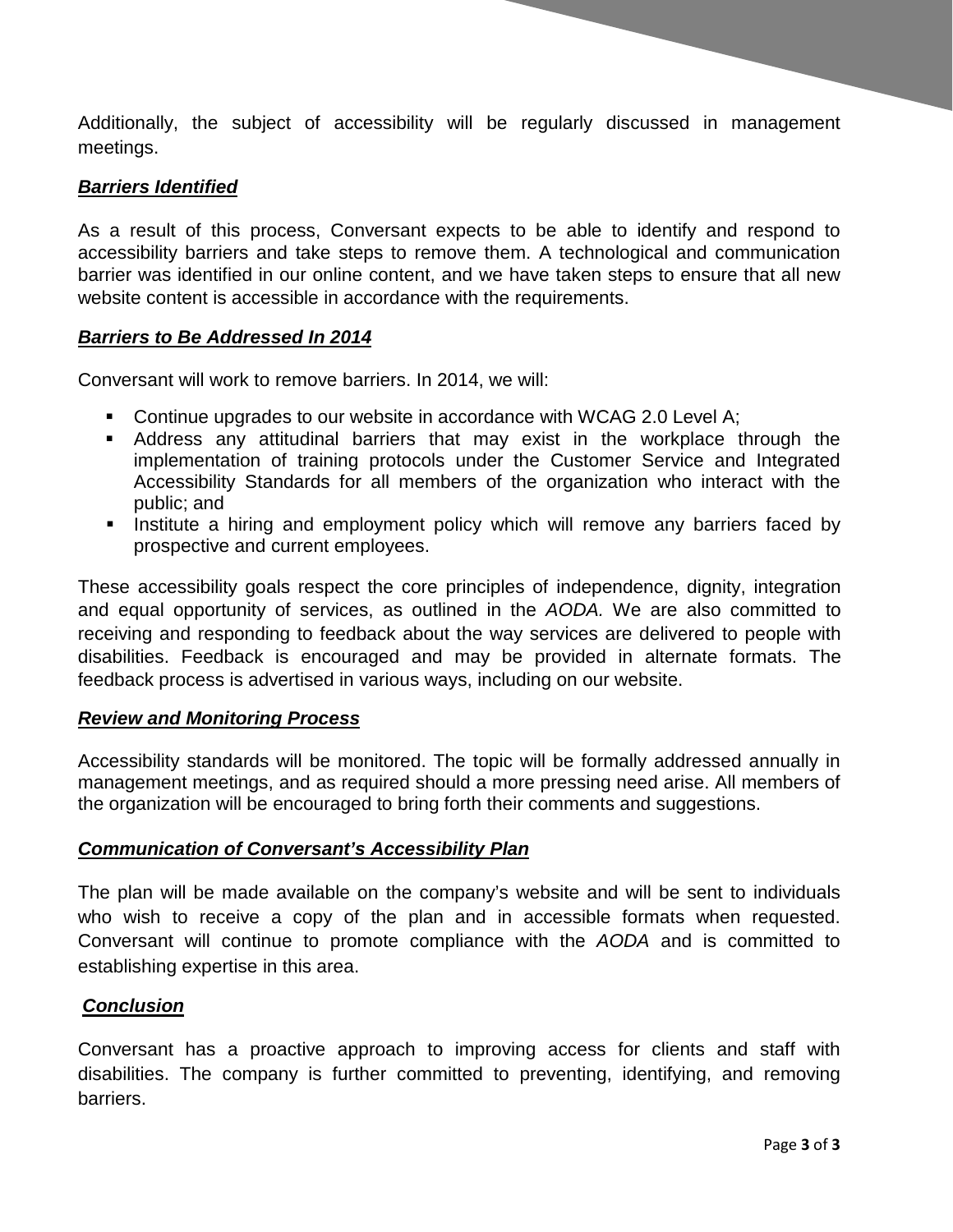Additionally, the subject of accessibility will be regularly discussed in management meetings.

### ***Barriers Identified***

As a result of this process, Conversant expects to be able to identify and respond to accessibility barriers and take steps to remove them. A technological and communication barrier was identified in our online content, and we have taken steps to ensure that all new website content is accessible in accordance with the requirements.

### ***Barriers to Be Addressed In 2014***

Conversant will work to remove barriers. In 2014, we will:

- Continue upgrades to our website in accordance with WCAG 2.0 Level A;
- Address any attitudinal barriers that may exist in the workplace through the implementation of training protocols under the Customer Service and Integrated Accessibility Standards for all members of the organization who interact with the public; and
- Institute a hiring and employment policy which will remove any barriers faced by prospective and current employees.

These accessibility goals respect the core principles of independence, dignity, integration and equal opportunity of services, as outlined in the *AODA.* We are also committed to receiving and responding to feedback about the way services are delivered to people with disabilities. Feedback is encouraged and may be provided in alternate formats. The feedback process is advertised in various ways, including on our website.

### ***Review and Monitoring Process***

Accessibility standards will be monitored. The topic will be formally addressed annually in management meetings, and as required should a more pressing need arise. All members of the organization will be encouraged to bring forth their comments and suggestions.

### ***Communication of Conversant's Accessibility Plan***

The plan will be made available on the company's website and will be sent to individuals who wish to receive a copy of the plan and in accessible formats when requested. Conversant will continue to promote compliance with the *AODA* and is committed to establishing expertise in this area.

### ***Conclusion***

Conversant has a proactive approach to improving access for clients and staff with disabilities. The company is further committed to preventing, identifying, and removing barriers.